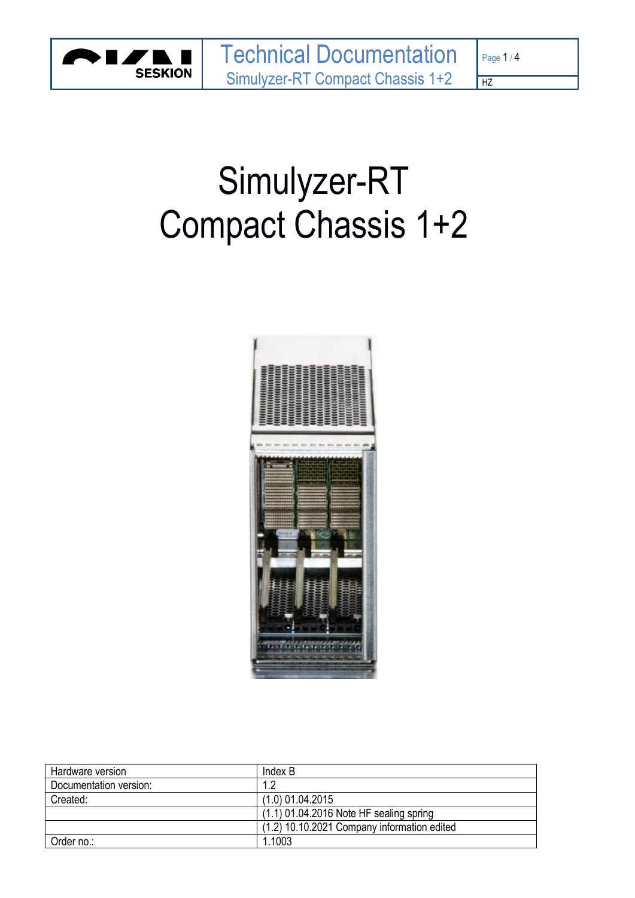# Simulyzer-RT
# Compact Chassis 1+2

| Hardware version | Index B |
|---|---|
| Documentation version: | 1.2 |
| Created: | (1.0) 01.04.2015 |
| | (1.1) 01.04.2016 Note HF sealing spring |
| | (1.2) 10.10.2021 Company information edited |
| Order no.: | 1.1003 |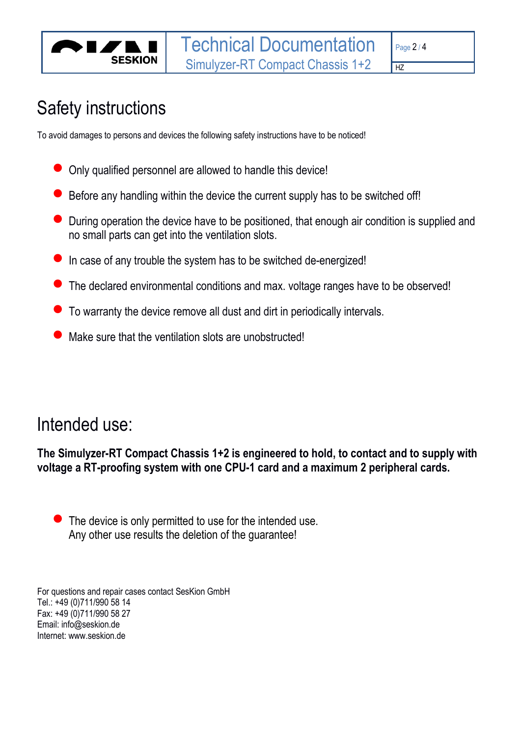# Safety instructions

To avoid damages to persons and devices the following safety instructions have to be noticed!

- Only qualified personnel are allowed to handle this device!
- Before any handling within the device the current supply has to be switched off!
- During operation the device have to be positioned, that enough air condition is supplied and no small parts can get into the ventilation slots.
- In case of any trouble the system has to be switched de-energized!
- The declared environmental conditions and max. voltage ranges have to be observed!
- To warranty the device remove all dust and dirt in periodically intervals.
- Make sure that the ventilation slots are unobstructed!

# Intended use:

**The Simulyzer-RT Compact Chassis 1+2 is engineered to hold, to contact and to supply with voltage a RT-proofing system with one CPU-1 card and a maximum 2 peripheral cards.**

- The device is only permitted to use for the intended use.  
  Any other use results the deletion of the guarantee!

For questions and repair cases contact SesKion GmbH  
Tel.: +49 (0)711/990 58 14  
Fax: +49 (0)711/990 58 27  
Email: info@seskion.de  
Internet: www.seskion.de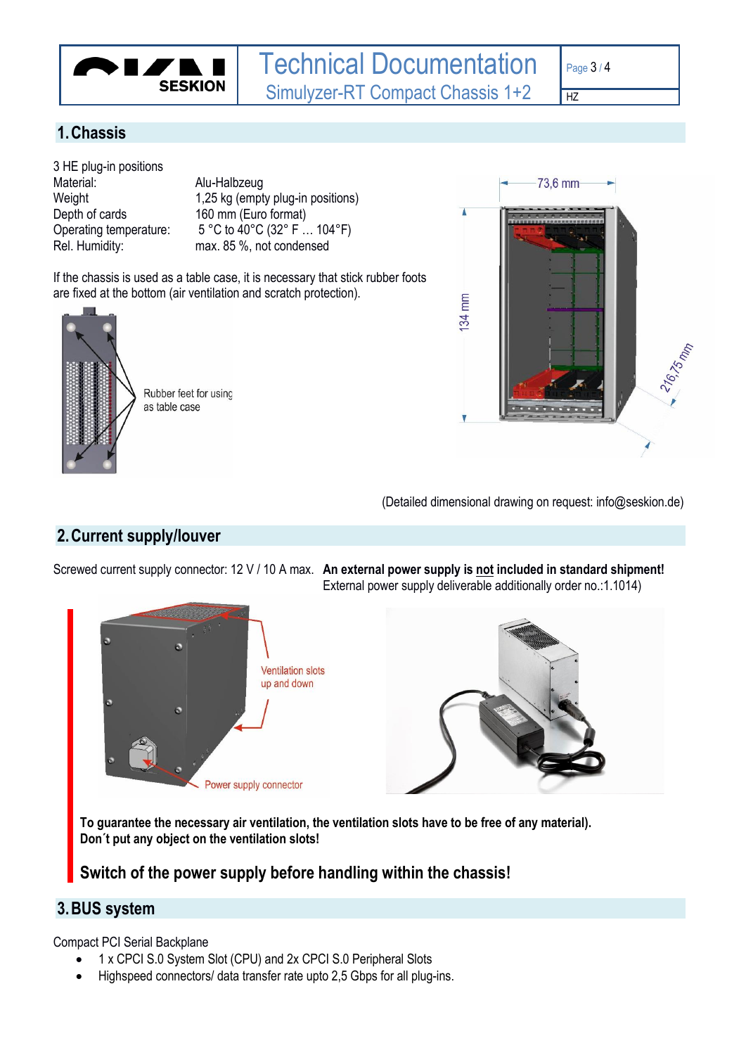## 1. Chassis

3 HE plug-in positions

| | |
|---|---|
| Material: | Alu-Halbzeug |
| Weight | 1,25 kg (empty plug-in positions) |
| Depth of cards | 160 mm (Euro format) |
| Operating temperature: | 5 °C to 40°C (32° F … 104°F) |
| Rel. Humidity: | max. 85 %, not condensed |

If the chassis is used as a table case, it is necessary that stick rubber foots are fixed at the bottom (air ventilation and scratch protection).

Rubber feet for using as table case

73,6 mm

134 mm

216,75 mm

(Detailed dimensional drawing on request: info@seskion.de)

## 2. Current supply/louver

Screwed current supply connector: 12 V / 10 A max.

**An external power supply is not included in standard shipment!**
External power supply deliverable additionally order no.:1.1014)

Ventilation slots up and down

Power supply connector

**To guarantee the necessary air ventilation, the ventilation slots have to be free of any material). Don´t put any object on the ventilation slots!**

**Switch of the power supply before handling within the chassis!**

## 3. BUS system

Compact PCI Serial Backplane

- 1 x CPCI S.0 System Slot (CPU) and 2x CPCI S.0 Peripheral Slots
- Highspeed connectors/ data transfer rate upto 2,5 Gbps for all plug-ins.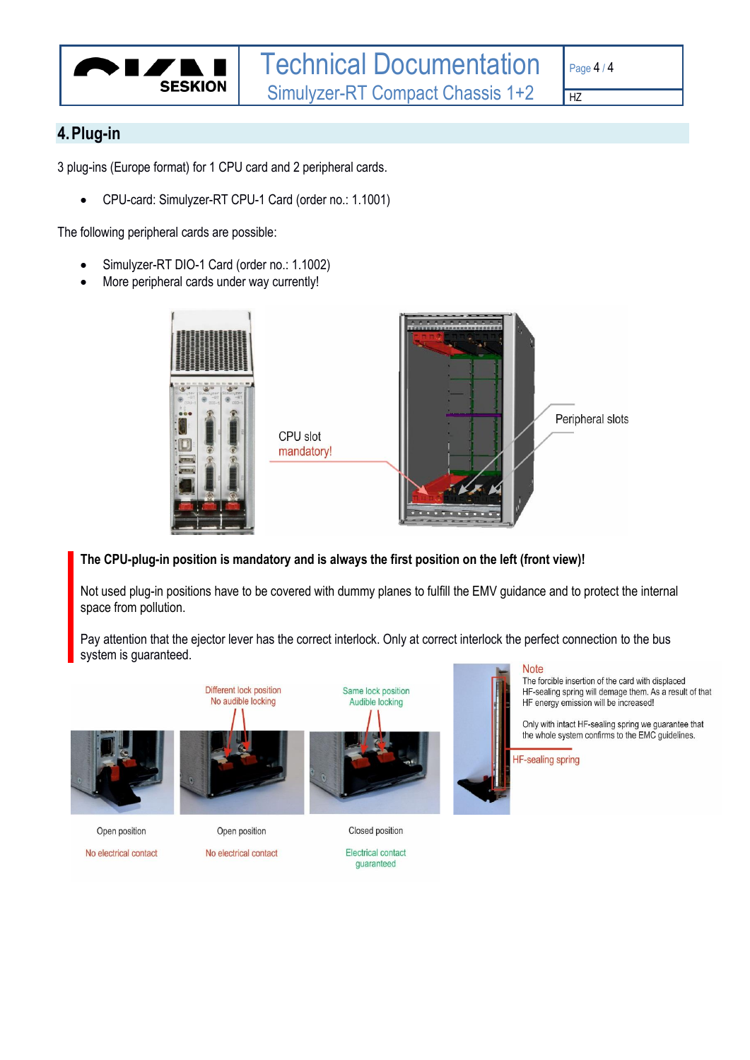## 4. Plug-in

3 plug-ins (Europe format) for 1 CPU card and 2 peripheral cards.

- CPU-card: Simulyzer-RT CPU-1 Card (order no.: 1.1001)

The following peripheral cards are possible:

- Simulyzer-RT DIO-1 Card (order no.: 1.1002)
- More peripheral cards under way currently!

CPU slot
mandatory!

Peripheral slots

**The CPU-plug-in position is mandatory and is always the first position on the left (front view)!**

Not used plug-in positions have to be covered with dummy planes to fulfill the EMV guidance and to protect the internal space from pollution.

Pay attention that the ejector lever has the correct interlock. Only at correct interlock the perfect connection to the bus system is guaranteed.

Different lock position
No audible locking

Same lock position
Audible locking

Open position
No electrical contact

Open position
No electrical contact

Closed position
Electrical contact guaranteed

Note
The forcible insertion of the card with displaced HF-sealing spring will damage them. As a result of that HF energy emission will be increased!

Only with intact HF-sealing spring we guarantee that the whole system confirms to the EMC guidelines.

HF-sealing spring